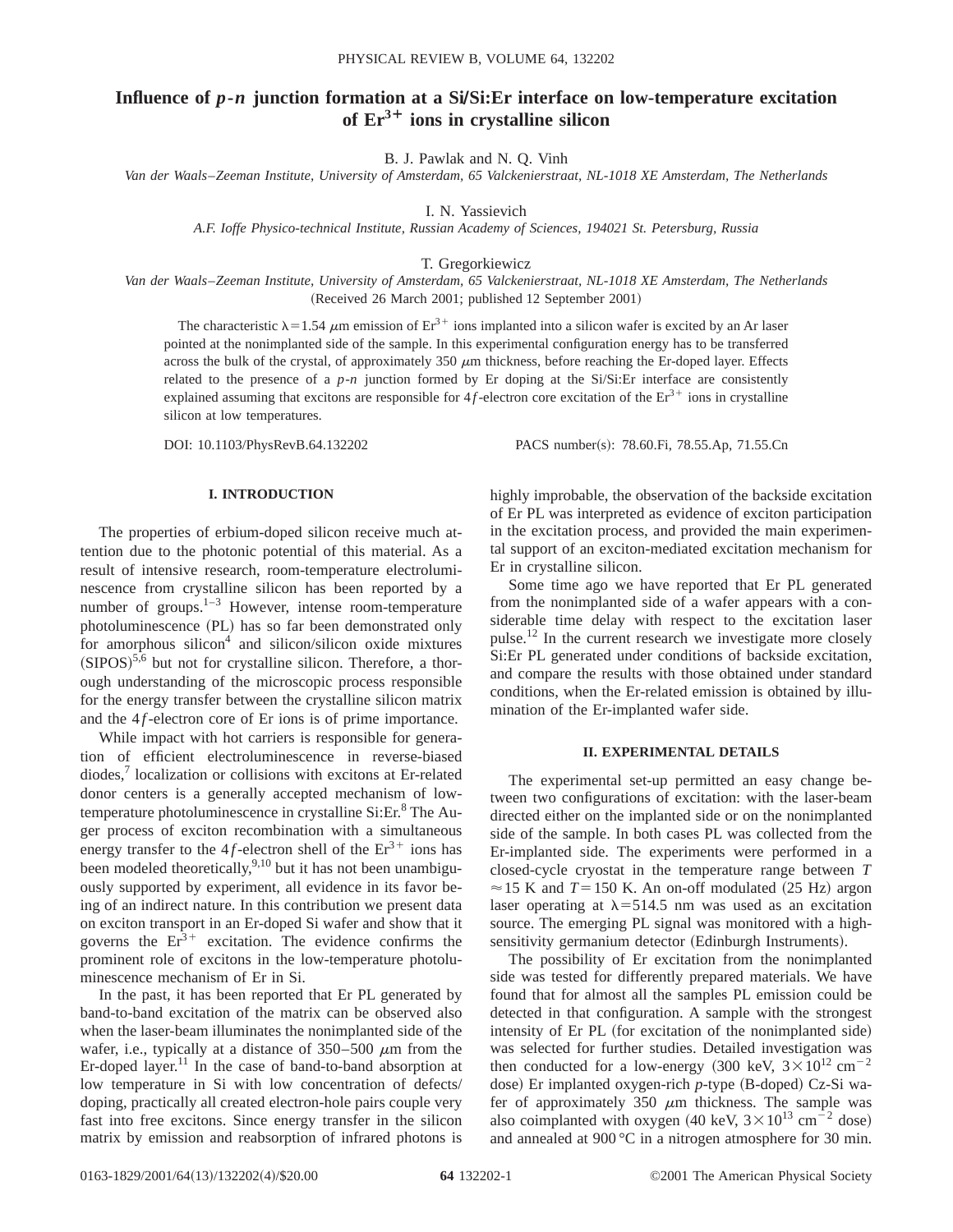# Influence of *p-n* junction formation at a Si/Si:Er interface on low-temperature excitation of $Er^{3+}$ ions in crystalline silicon

B. J. Pawlak and N. Q. Vinh

*Van der Waals–Zeeman Institute, University of Amsterdam, 65 Valckenierstraat, NL-1018 XE Amsterdam, The Netherlands*

I. N. Yassievich

*A.F. Ioffe Physico-technical Institute, Russian Academy of Sciences, 194021 St. Petersburg, Russia*

T. Gregorkiewicz

*Van der Waals–Zeeman Institute, University of Amsterdam, 65 Valckenierstraat, NL-1018 XE Amsterdam, The Netherlands*

(Received 26 March 2001; published 12 September 2001)

The characteristic $\lambda = 1.54$ $\mu$m emission of $Er^{3+}$ ions implanted into a silicon wafer is excited by an Ar laser pointed at the nonimplanted side of the sample. In this experimental configuration energy has to be transferred across the bulk of the crystal, of approximately 350 $\mu$m thickness, before reaching the Er-doped layer. Effects related to the presence of a *p-n* junction formed by Er doping at the Si/Si:Er interface are consistently explained assuming that excitons are responsible for 4*f*-electron core excitation of the $Er^{3+}$ ions in crystalline silicon at low temperatures.

DOI: 10.1103/PhysRevB.64.132202 PACS number(s): 78.60.Fi, 78.55.Ap, 71.55.Cn

## I. INTRODUCTION

The properties of erbium-doped silicon receive much attention due to the photonic potential of this material. As a result of intensive research, room-temperature electroluminescence from crystalline silicon has been reported by a number of groups.[1–3] However, intense room-temperature photoluminescence (PL) has so far been demonstrated only for amorphous silicon[4] and silicon/silicon oxide mixtures (SIPOS)[5,6] but not for crystalline silicon. Therefore, a thorough understanding of the microscopic process responsible for the energy transfer between the crystalline silicon matrix and the 4*f*-electron core of Er ions is of prime importance.

While impact with hot carriers is responsible for generation of efficient electroluminescence in reverse-biased diodes,[7] localization or collisions with excitons at Er-related donor centers is a generally accepted mechanism of low-temperature photoluminescence in crystalline Si:Er.[8] The Auger process of exciton recombination with a simultaneous energy transfer to the 4*f*-electron shell of the $Er^{3+}$ ions has been modeled theoretically,[9,10] but it has not been unambiguously supported by experiment, all evidence in its favor being of an indirect nature. In this contribution we present data on exciton transport in an Er-doped Si wafer and show that it governs the $Er^{3+}$ excitation. The evidence confirms the prominent role of excitons in the low-temperature photoluminescence mechanism of Er in Si.

In the past, it has been reported that Er PL generated by band-to-band excitation of the matrix can be observed also when the laser-beam illuminates the nonimplanted side of the wafer, i.e., typically at a distance of 350–500 $\mu$m from the Er-doped layer.[11] In the case of band-to-band absorption at low temperature in Si with low concentration of defects/doping, practically all created electron-hole pairs couple very fast into free excitons. Since energy transfer in the silicon matrix by emission and reabsorption of infrared photons is highly improbable, the observation of the backside excitation of Er PL was interpreted as evidence of exciton participation in the excitation process, and provided the main experimental support of an exciton-mediated excitation mechanism for Er in crystalline silicon.

Some time ago we have reported that Er PL generated from the nonimplanted side of a wafer appears with a considerable time delay with respect to the excitation laser pulse.[12] In the current research we investigate more closely Si:Er PL generated under conditions of backside excitation, and compare the results with those obtained under standard conditions, when the Er-related emission is obtained by illumination of the Er-implanted wafer side.

## II. EXPERIMENTAL DETAILS

The experimental set-up permitted an easy change between two configurations of excitation: with the laser-beam directed either on the implanted side or on the nonimplanted side of the sample. In both cases PL was collected from the Er-implanted side. The experiments were performed in a closed-cycle cryostat in the temperature range between $T \approx 15$ K and $T = 150$ K. An on-off modulated (25 Hz) argon laser operating at $\lambda = 514.5$ nm was used as an excitation source. The emerging PL signal was monitored with a high-sensitivity germanium detector (Edinburgh Instruments).

The possibility of Er excitation from the nonimplanted side was tested for differently prepared materials. We have found that for almost all the samples PL emission could be detected in that configuration. A sample with the strongest intensity of Er PL (for excitation of the nonimplanted side) was selected for further studies. Detailed investigation was then conducted for a low-energy (300 keV, $3 \times 10^{12}$ $cm^{-2}$ dose) Er implanted oxygen-rich *p*-type (B-doped) Cz-Si wafer of approximately 350 $\mu$m thickness. The sample was also coimplanted with oxygen (40 keV, $3 \times 10^{13}$ $cm^{-2}$ dose) and annealed at 900 °C in a nitrogen atmosphere for 30 min.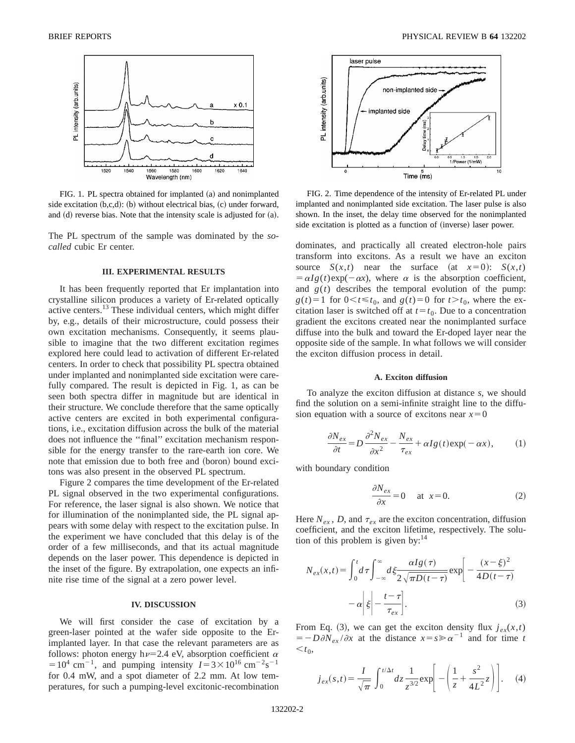PL intensity (arb.units)

a x 0.1

b

c

d

1520 1540 1560 1580 1600 1620 1640

Wavelength (nm)

FIG. 1. PL spectra obtained for implanted (a) and nonimplanted side excitation (b,c,d): (b) without electrical bias, (c) under forward, and (d) reverse bias. Note that the intensity scale is adjusted for (a).

The PL spectrum of the sample was dominated by the *so-called* cubic Er center.

### III. EXPERIMENTAL RESULTS

It has been frequently reported that Er implantation into crystalline silicon produces a variety of Er-related optically active centers.[13] These individual centers, which might differ by, e.g., details of their microstructure, could possess their own excitation mechanisms. Consequently, it seems plausible to imagine that the two different excitation regimes explored here could lead to activation of different Er-related centers. In order to check that possibility PL spectra obtained under implanted and nonimplanted side excitation were carefully compared. The result is depicted in Fig. 1, as can be seen both spectra differ in magnitude but are identical in their structure. We conclude therefore that the same optically active centers are excited in both experimental configurations, i.e., excitation diffusion across the bulk of the material does not influence the "final" excitation mechanism responsible for the energy transfer to the rare-earth ion core. We note that emission due to both free and (boron) bound excitons was also present in the observed PL spectrum.

Figure 2 compares the time development of the Er-related PL signal observed in the two experimental configurations. For reference, the laser signal is also shown. We notice that for illumination of the nonimplanted side, the PL signal appears with some delay with respect to the excitation pulse. In the experiment we have concluded that this delay is of the order of a few milliseconds, and that its actual magnitude depends on the laser power. This dependence is depicted in the inset of the figure. By extrapolation, one expects an infinite rise time of the signal at a zero power level.

### IV. DISCUSSION

We will first consider the case of excitation by a green-laser pointed at the wafer side opposite to the Er-implanted layer. In that case the relevant parameters are as follows: photon energy $h\nu = 2.4$ eV, absorption coefficient $\alpha = 10^4$ cm$^{-1}$, and pumping intensity $I = 3\times10^{16}$ cm$^{-2}$s$^{-1}$ for 0.4 mW, and a spot diameter of 2.2 mm. At low temperatures, for such a pumping-level excitonic-recombination

laser pulse

non-implanted side

implanted side

PL intensity (arb.units)

Delay time (ms)

1/Power (1/mW)

0.0 0.5 1.0 1.5 2.0

0 5 10

Time (ms)

FIG. 2. Time dependence of the intensity of Er-related PL under implanted and nonimplanted side excitation. The laser pulse is also shown. In the inset, the delay time observed for the nonimplanted side excitation is plotted as a function of (inverse) laser power.

dominates, and practically all created electron-hole pairs transform into excitons. As a result we have an exciton source $S(x,t)$ near the surface (at $x=0$): $S(x,t) = \alpha I g(t) \exp(-\alpha x)$, where $\alpha$ is the absorption coefficient, and $g(t)$ describes the temporal evolution of the pump: $g(t)=1$ for $0<t\leqslant t_0$, and $g(t)=0$ for $t>t_0$, where the excitation laser is switched off at $t=t_0$. Due to a concentration gradient the excitons created near the nonimplanted surface diffuse into the bulk and toward the Er-doped layer near the opposite side of the sample. In what follows we will consider the exciton diffusion process in detail.

#### A. Exciton diffusion

To analyze the exciton diffusion at distance $s$, we should find the solution on a semi-infinite straight line to the diffusion equation with a source of excitons near $x=0$

$$\frac{\partial N_{ex}}{\partial t} = D\frac{\partial^2 N_{ex}}{\partial x^2} - \frac{N_{ex}}{\tau_{ex}} + \alpha I g(t) \exp(-\alpha x), \tag{1}$$

with boundary condition

$$\frac{\partial N_{ex}}{\partial x} = 0 \quad \text{at } x=0. \tag{2}$$

Here $N_{ex}$, $D$, and $\tau_{ex}$ are the exciton concentration, diffusion coefficient, and the exciton lifetime, respectively. The solution of this problem is given by:[14]

$$N_{ex}(x,t) = \int_0^t d\tau \int_{-\infty}^{\infty} d\xi \frac{\alpha I g(\tau)}{2\sqrt{\pi D(t-\tau)}} \exp\left[-\frac{(x-\xi)^2}{4D(t-\tau)} - \alpha\left|\xi\right| - \frac{t-\tau}{\tau_{ex}}\right]. \tag{3}$$

From Eq. (3), we can get the exciton density flux $j_{ex}(x,t) = -D\partial N_{ex}/\partial x$ at the distance $x=s\gg\alpha^{-1}$ and for time $t < t_0$,

$$j_{ex}(s,t) = \frac{I}{\sqrt{\pi}} \int_0^{t/\Delta t} dz \frac{1}{z^{3/2}} \exp\left[-\left(\frac{1}{z} + \frac{s^2}{4L^2}z\right)\right]. \tag{4}$$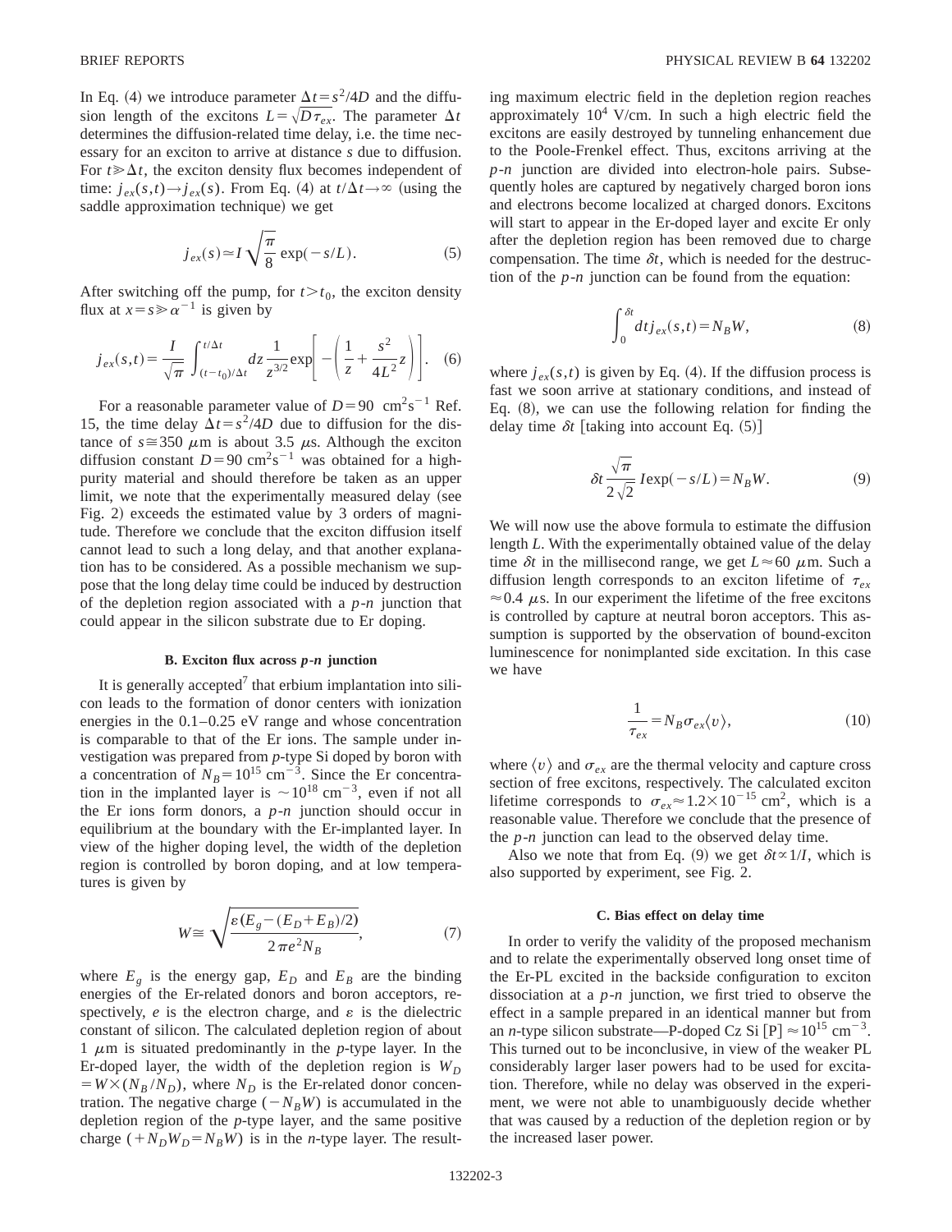In Eq. (4) we introduce parameter $\Delta t = s^2/4D$ and the diffusion length of the excitons $L=\sqrt{D\tau_{ex}}$. The parameter $\Delta t$ determines the diffusion-related time delay, i.e. the time necessary for an exciton to arrive at distance $s$ due to diffusion. For $t \gg \Delta t$, the exciton density flux becomes independent of time: $j_{ex}(s,t) \to j_{ex}(s)$. From Eq. (4) at $t/\Delta t \to \infty$ (using the saddle approximation technique) we get

$$j_{ex}(s) \simeq I\sqrt{\frac{\pi}{8}}\exp(-s/L). \tag{5}$$

After switching off the pump, for $t > t_0$, the exciton density flux at $x = s \gg \alpha^{-1}$ is given by

$$j_{ex}(s,t) = \frac{I}{\sqrt{\pi}}\int_{(t-t_0)/\Delta t}^{t/\Delta t} dz \frac{1}{z^{3/2}}\exp\left[-\left(\frac{1}{z}+\frac{s^2}{4L^2}z\right)\right]. \tag{6}$$

For a reasonable parameter value of $D = 90\ \mathrm{cm^2 s^{-1}}$ Ref. 15, the time delay $\Delta t = s^2/4D$ due to diffusion for the distance of $s \cong 350\ \mu$m is about 3.5 $\mu$s. Although the exciton diffusion constant $D = 90\ \mathrm{cm^2 s^{-1}}$ was obtained for a high-purity material and should therefore be taken as an upper limit, we note that the experimentally measured delay (see Fig. 2) exceeds the estimated value by 3 orders of magnitude. Therefore we conclude that the exciton diffusion itself cannot lead to such a long delay, and that another explanation has to be considered. As a possible mechanism we suppose that the long delay time could be induced by destruction of the depletion region associated with a *p*-*n* junction that could appear in the silicon substrate due to Er doping.

### B. Exciton flux across *p*-*n* junction

It is generally accepted[7] that erbium implantation into silicon leads to the formation of donor centers with ionization energies in the 0.1–0.25 eV range and whose concentration is comparable to that of the Er ions. The sample under investigation was prepared from *p*-type Si doped by boron with a concentration of $N_B = 10^{15}\ \mathrm{cm^{-3}}$. Since the Er concentration in the implanted layer is $\sim 10^{18}\ \mathrm{cm^{-3}}$, even if not all the Er ions form donors, a *p*-*n* junction should occur in equilibrium at the boundary with the Er-implanted layer. In view of the higher doping level, the width of the depletion region is controlled by boron doping, and at low temperatures is given by

$$W \cong \sqrt{\frac{\varepsilon(E_g - (E_D + E_B)/2)}{2\pi e^2 N_B}}, \tag{7}$$

where $E_g$ is the energy gap, $E_D$ and $E_B$ are the binding energies of the Er-related donors and boron acceptors, respectively, $e$ is the electron charge, and $\varepsilon$ is the dielectric constant of silicon. The calculated depletion region of about 1 $\mu$m is situated predominantly in the *p*-type layer. In the Er-doped layer, the width of the depletion region is $W_D = W \times (N_B/N_D)$, where $N_D$ is the Er-related donor concentration. The negative charge $(-N_B W)$ is accumulated in the depletion region of the *p*-type layer, and the same positive charge $(+N_D W_D = N_B W)$ is in the *n*-type layer. The resulting maximum electric field in the depletion region reaches approximately $10^4$ V/cm. In such a high electric field the excitons are easily destroyed by tunneling enhancement due to the Poole-Frenkel effect. Thus, excitons arriving at the *p*-*n* junction are divided into electron-hole pairs. Subsequently holes are captured by negatively charged boron ions and electrons become localized at charged donors. Excitons will start to appear in the Er-doped layer and excite Er only after the depletion region has been removed due to charge compensation. The time $\delta t$, which is needed for the destruction of the *p*-*n* junction can be found from the equation:

$$\int_0^{\delta t} dt\, j_{ex}(s,t) = N_B W, \tag{8}$$

where $j_{ex}(s,t)$ is given by Eq. (4). If the diffusion process is fast we soon arrive at stationary conditions, and instead of Eq. (8), we can use the following relation for finding the delay time $\delta t$ [taking into account Eq. (5)]

$$\delta t \frac{\sqrt{\pi}}{2\sqrt{2}} I \exp(-s/L) = N_B W. \tag{9}$$

We will now use the above formula to estimate the diffusion length $L$. With the experimentally obtained value of the delay time $\delta t$ in the millisecond range, we get $L \approx 60\ \mu$m. Such a diffusion length corresponds to an exciton lifetime of $\tau_{ex} \approx 0.4\ \mu$s. In our experiment the lifetime of the free excitons is controlled by capture at neutral boron acceptors. This assumption is supported by the observation of bound-exciton luminescence for nonimplanted side excitation. In this case we have

$$\frac{1}{\tau_{ex}} = N_B \sigma_{ex}\langle v\rangle, \tag{10}$$

where $\langle v\rangle$ and $\sigma_{ex}$ are the thermal velocity and capture cross section of free excitons, respectively. The calculated exciton lifetime corresponds to $\sigma_{ex} \approx 1.2 \times 10^{-15}\ \mathrm{cm^2}$, which is a reasonable value. Therefore we conclude that the presence of the *p*-*n* junction can lead to the observed delay time.

Also we note that from Eq. (9) we get $\delta t \propto 1/I$, which is also supported by experiment, see Fig. 2.

### C. Bias effect on delay time

In order to verify the validity of the proposed mechanism and to relate the experimentally observed long onset time of the Er-PL excited in the backside configuration to exciton dissociation at a *p*-*n* junction, we first tried to observe the effect in a sample prepared in an identical manner but from an *n*-type silicon substrate—P-doped Cz Si $[\mathrm{P}] \approx 10^{15}\ \mathrm{cm^{-3}}$. This turned out to be inconclusive, in view of the weaker PL considerably larger laser powers had to be used for excitation. Therefore, while no delay was observed in the experiment, we were not able to unambiguously decide whether that was caused by a reduction of the depletion region or by the increased laser power.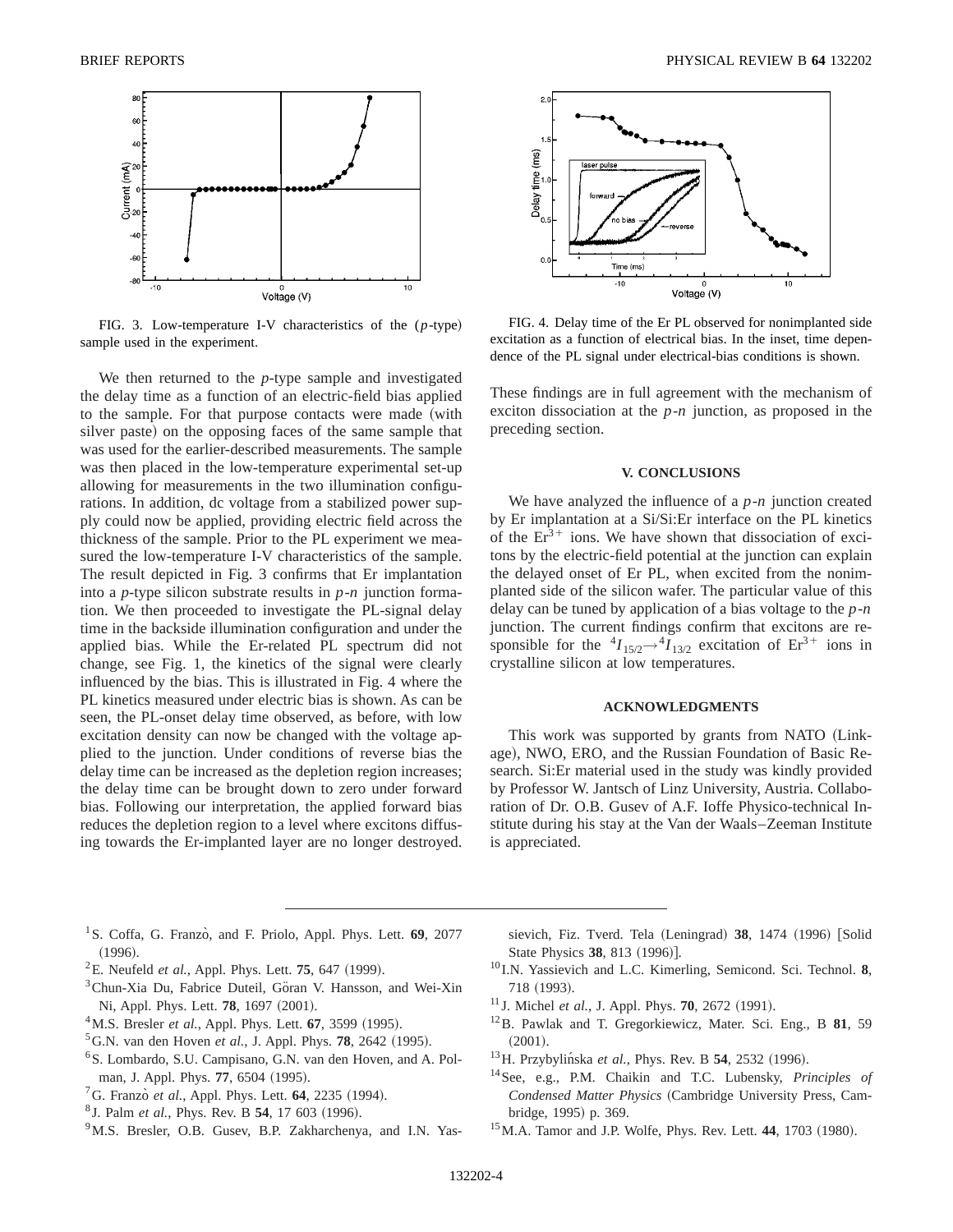Current (mA)

80
60
40
20
0
-20
-40
-60
-80

-10 0 10

Voltage (V)

FIG. 3. Low-temperature I-V characteristics of the ($p$-type) sample used in the experiment.

We then returned to the $p$-type sample and investigated the delay time as a function of an electric-field bias applied to the sample. For that purpose contacts were made (with silver paste) on the opposing faces of the same sample that was used for the earlier-described measurements. The sample was then placed in the low-temperature experimental set-up allowing for measurements in the two illumination configurations. In addition, dc voltage from a stabilized power supply could now be applied, providing electric field across the thickness of the sample. Prior to the PL experiment we measured the low-temperature I-V characteristics of the sample. The result depicted in Fig. 3 confirms that Er implantation into a $p$-type silicon substrate results in $p$-$n$ junction formation. We then proceeded to investigate the PL-signal delay time in the backside illumination configuration and under the applied bias. While the Er-related PL spectrum did not change, see Fig. 1, the kinetics of the signal were clearly influenced by the bias. This is illustrated in Fig. 4 where the PL kinetics measured under electric bias is shown. As can be seen, the PL-onset delay time observed, as before, with low excitation density can now be changed with the voltage applied to the junction. Under conditions of reverse bias the delay time can be increased as the depletion region increases; the delay time can be brought down to zero under forward bias. Following our interpretation, the applied forward bias reduces the depletion region to a level where excitons diffusing towards the Er-implanted layer are no longer destroyed. These findings are in full agreement with the mechanism of exciton dissociation at the $p$-$n$ junction, as proposed in the preceding section.

Delay time (ms)

2.0
1.5
1.0
0.5
0.0

-10 0 10

Voltage (V)

laser pulse
forward
no bias
reverse

Time (ms)

FIG. 4. Delay time of the Er PL observed for nonimplanted side excitation as a function of electrical bias. In the inset, time dependence of the PL signal under electrical-bias conditions is shown.

## V. CONCLUSIONS

We have analyzed the influence of a $p$-$n$ junction created by Er implantation at a Si/Si:Er interface on the PL kinetics of the $Er^{3+}$ ions. We have shown that dissociation of excitons by the electric-field potential at the junction can explain the delayed onset of Er PL, when excited from the nonimplanted side of the silicon wafer. The particular value of this delay can be tuned by application of a bias voltage to the $p$-$n$ junction. The current findings confirm that excitons are responsible for the ${}^4I_{15/2} \rightarrow {}^4I_{13/2}$ excitation of $Er^{3+}$ ions in crystalline silicon at low temperatures.

## ACKNOWLEDGMENTS

This work was supported by grants from NATO (Linkage), NWO, ERO, and the Russian Foundation of Basic Research. Si:Er material used in the study was kindly provided by Professor W. Jantsch of Linz University, Austria. Collaboration of Dr. O.B. Gusev of A.F. Ioffe Physico-technical Institute during his stay at the Van der Waals–Zeeman Institute is appreciated.

---

[1] S. Coffa, G. Franzò, and F. Priolo, Appl. Phys. Lett. **69**, 2077 (1996).

[2] E. Neufeld *et al.*, Appl. Phys. Lett. **75**, 647 (1999).

[3] Chun-Xia Du, Fabrice Duteil, Göran V. Hansson, and Wei-Xin Ni, Appl. Phys. Lett. **78**, 1697 (2001).

[4] M.S. Bresler *et al.*, Appl. Phys. Lett. **67**, 3599 (1995).

[5] G.N. van den Hoven *et al.*, J. Appl. Phys. **78**, 2642 (1995).

[6] S. Lombardo, S.U. Campisano, G.N. van den Hoven, and A. Polman, J. Appl. Phys. **77**, 6504 (1995).

[7] G. Franzò *et al.*, Appl. Phys. Lett. **64**, 2235 (1994).

[8] J. Palm *et al.*, Phys. Rev. B **54**, 17 603 (1996).

[9] M.S. Bresler, O.B. Gusev, B.P. Zakharchenya, and I.N. Yassievich, Fiz. Tverd. Tela (Leningrad) **38**, 1474 (1996) [Solid State Physics **38**, 813 (1996)].

[10] I.N. Yassievich and L.C. Kimerling, Semicond. Sci. Technol. **8**, 718 (1993).

[11] J. Michel *et al.*, J. Appl. Phys. **70**, 2672 (1991).

[12] B. Pawlak and T. Gregorkiewicz, Mater. Sci. Eng., B **81**, 59 (2001).

[13] H. Przybylińska *et al.*, Phys. Rev. B **54**, 2532 (1996).

[14] See, e.g., P.M. Chaikin and T.C. Lubensky, *Principles of Condensed Matter Physics* (Cambridge University Press, Cambridge, 1995) p. 369.

[15] M.A. Tamor and J.P. Wolfe, Phys. Rev. Lett. **44**, 1703 (1980).